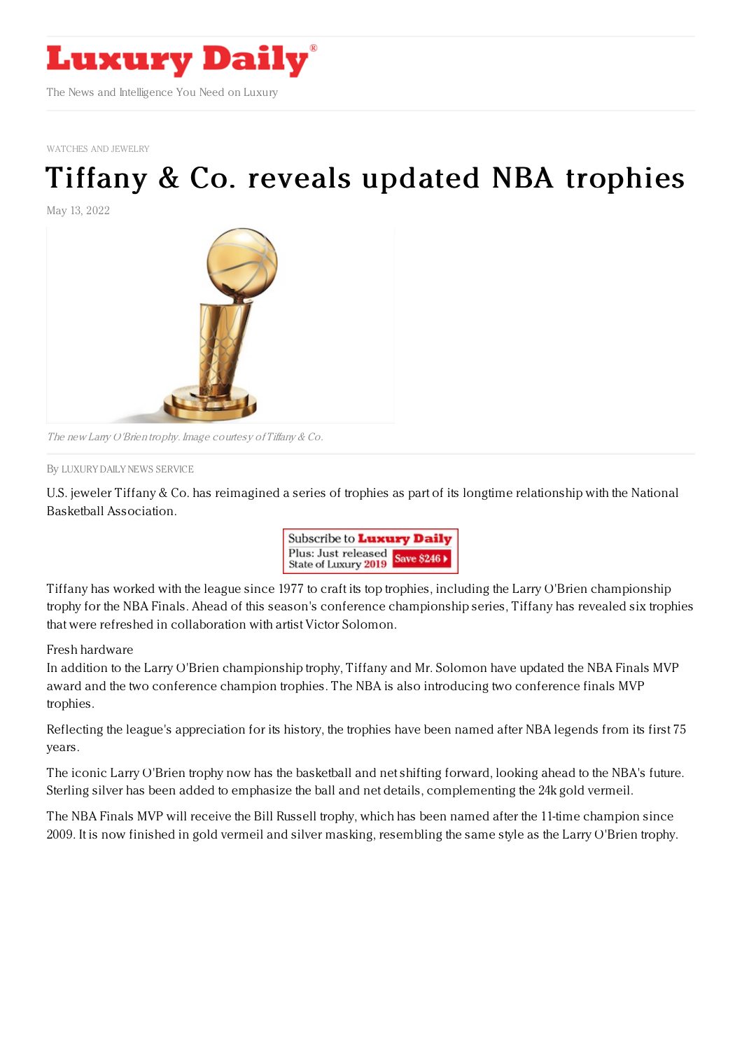# Luxury Daily

The News and Intelligence You Need on Luxury

WATCHES AND JEWELRY

# Tiffany & Co. reveals updated NBA trophies

May 13, 2022

*The new Larry O'Brien trophy. Image courtesy of Tiffany & Co.*

By LUXURY DAILY NEWS SERVICE

U.S. jeweler Tiffany & Co. has reimagined a series of trophies as part of its longtime relationship with the National Basketball Association.

Tiffany has worked with the league since 1977 to craft its top trophies, including the Larry O'Brien championship trophy for the NBA Finals. Ahead of this season's conference championship series, Tiffany has revealed six trophies that were refreshed in collaboration with artist Victor Solomon.

Fresh hardware

In addition to the Larry O'Brien championship trophy, Tiffany and Mr. Solomon have updated the NBA Finals MVP award and the two conference champion trophies. The NBA is also introducing two conference finals MVP trophies.

Reflecting the league's appreciation for its history, the trophies have been named after NBA legends from its first 75 years.

The iconic Larry O'Brien trophy now has the basketball and net shifting forward, looking ahead to the NBA's future. Sterling silver has been added to emphasize the ball and net details, complementing the 24k gold vermeil.

The NBA Finals MVP will receive the Bill Russell trophy, which has been named after the 11-time champion since 2009. It is now finished in gold vermeil and silver masking, resembling the same style as the Larry O'Brien trophy.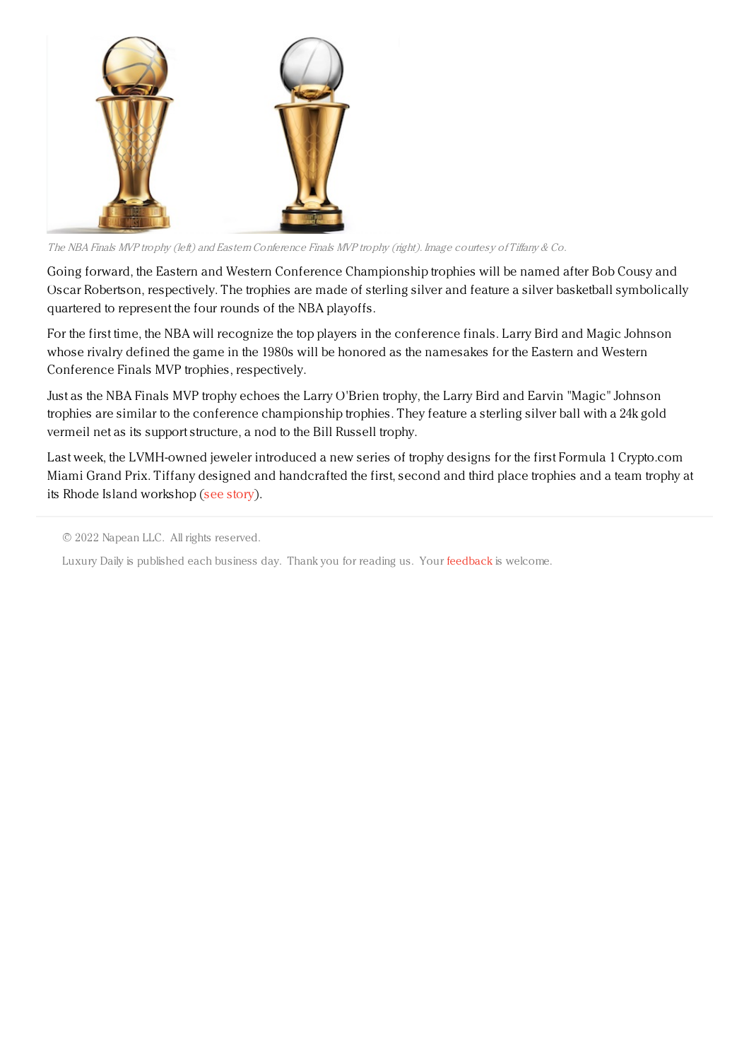*The NBA Finals MVP trophy (left) and Eastern Conference Finals MVP trophy (right). Image courtesy of Tiffany & Co.*

Going forward, the Eastern and Western Conference Championship trophies will be named after Bob Cousy and Oscar Robertson, respectively. The trophies are made of sterling silver and feature a silver basketball symbolically quartered to represent the four rounds of the NBA playoffs.

For the first time, the NBA will recognize the top players in the conference finals. Larry Bird and Magic Johnson whose rivalry defined the game in the 1980s will be honored as the namesakes for the Eastern and Western Conference Finals MVP trophies, respectively.

Just as the NBA Finals MVP trophy echoes the Larry O'Brien trophy, the Larry Bird and Earvin "Magic" Johnson trophies are similar to the conference championship trophies. They feature a sterling silver ball with a 24k gold vermeil net as its support structure, a nod to the Bill Russell trophy.

Last week, the LVMH-owned jeweler introduced a new series of trophy designs for the first Formula 1 Crypto.com Miami Grand Prix. Tiffany designed and handcrafted the first, second and third place trophies and a team trophy at its Rhode Island workshop (see story).

© 2022 Napean LLC. All rights reserved.

Luxury Daily is published each business day. Thank you for reading us. Your feedback is welcome.